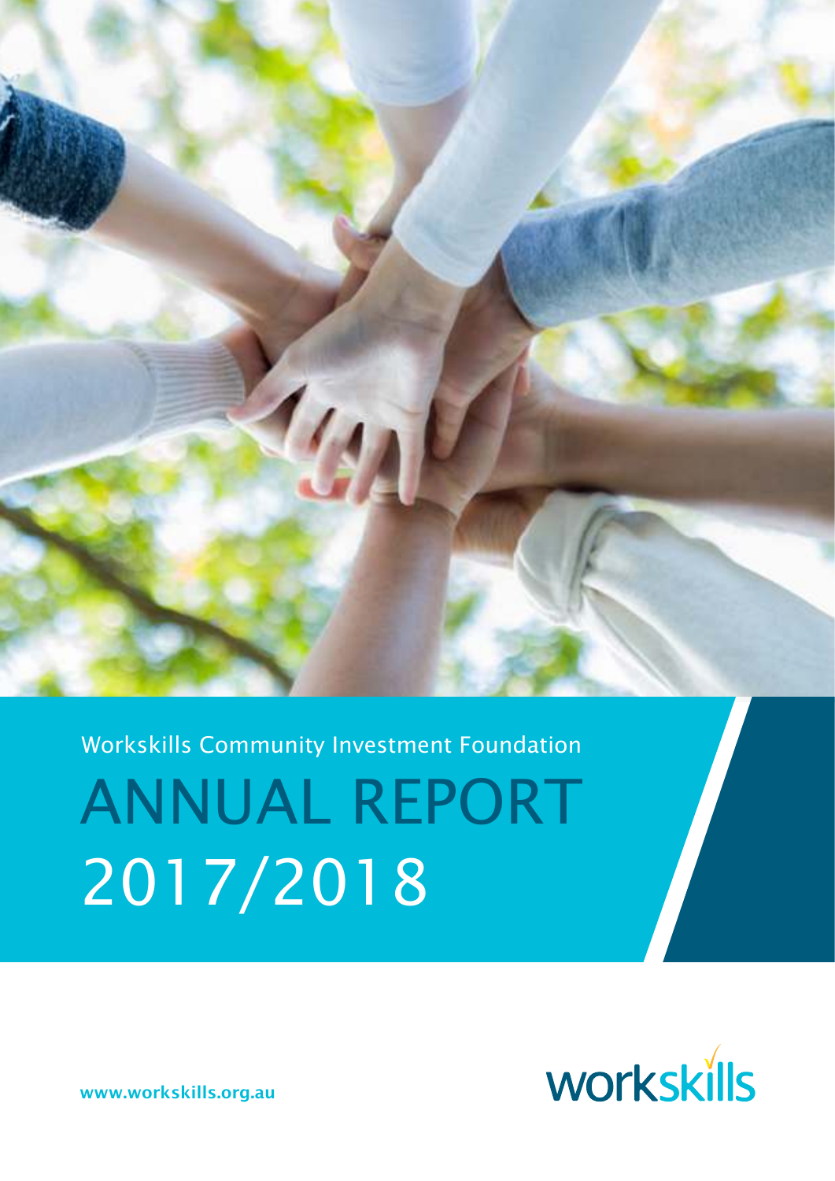Workskills Community Investment Foundation

# ANNUAL REPORT 2017/2018

www.workskills.org.au

workskills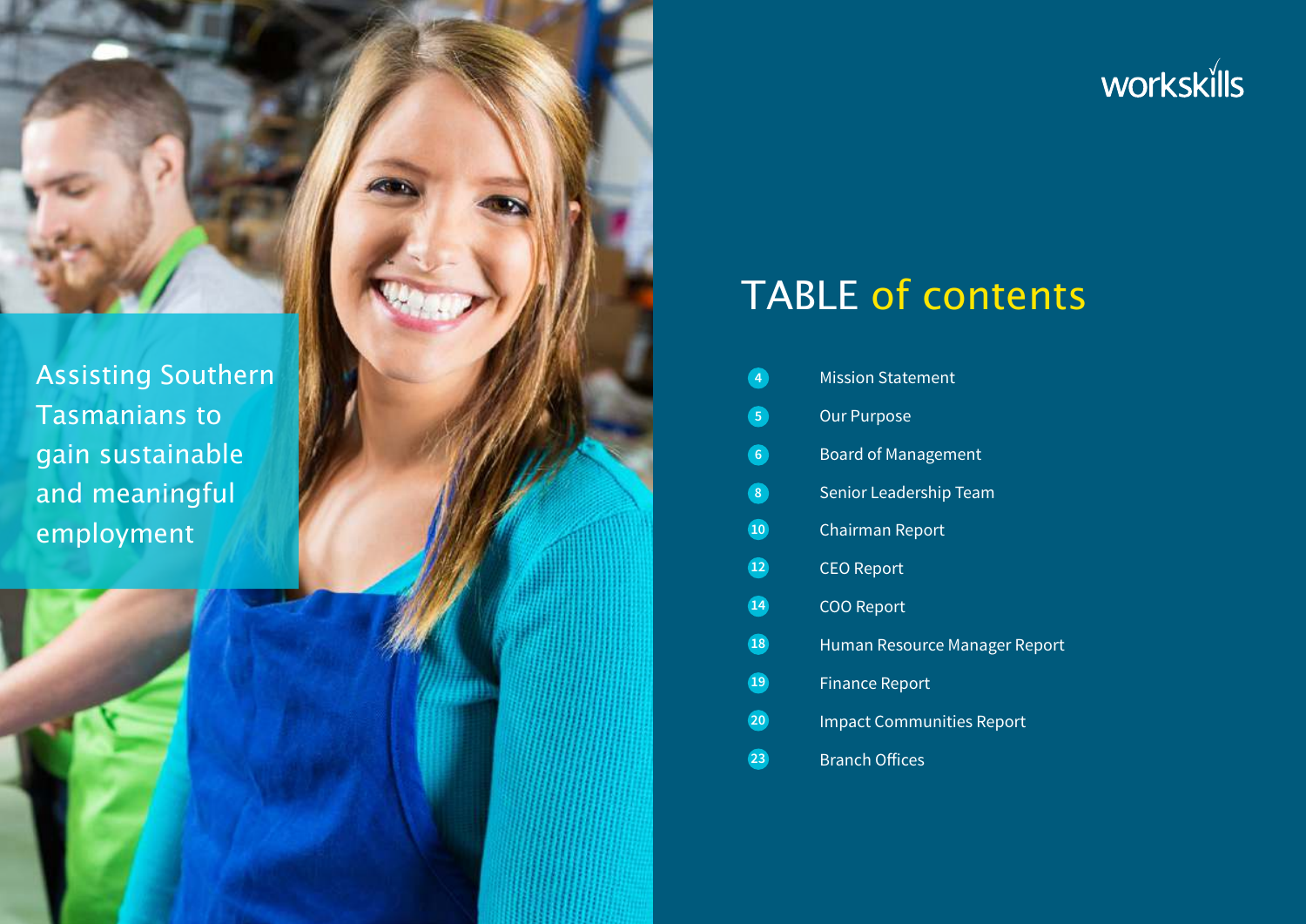Assisting Southern Tasmanians to gain sustainable and meaningful employment

workskills

# TABLE of contents

| Page | Section |
| --- | --- |
| 4 | Mission Statement |
| 5 | Our Purpose |
| 6 | Board of Management |
| 8 | Senior Leadership Team |
| 10 | Chairman Report |
| 12 | CEO Report |
| 14 | COO Report |
| 18 | Human Resource Manager Report |
| 19 | Finance Report |
| 20 | Impact Communities Report |
| 23 | Branch Offices |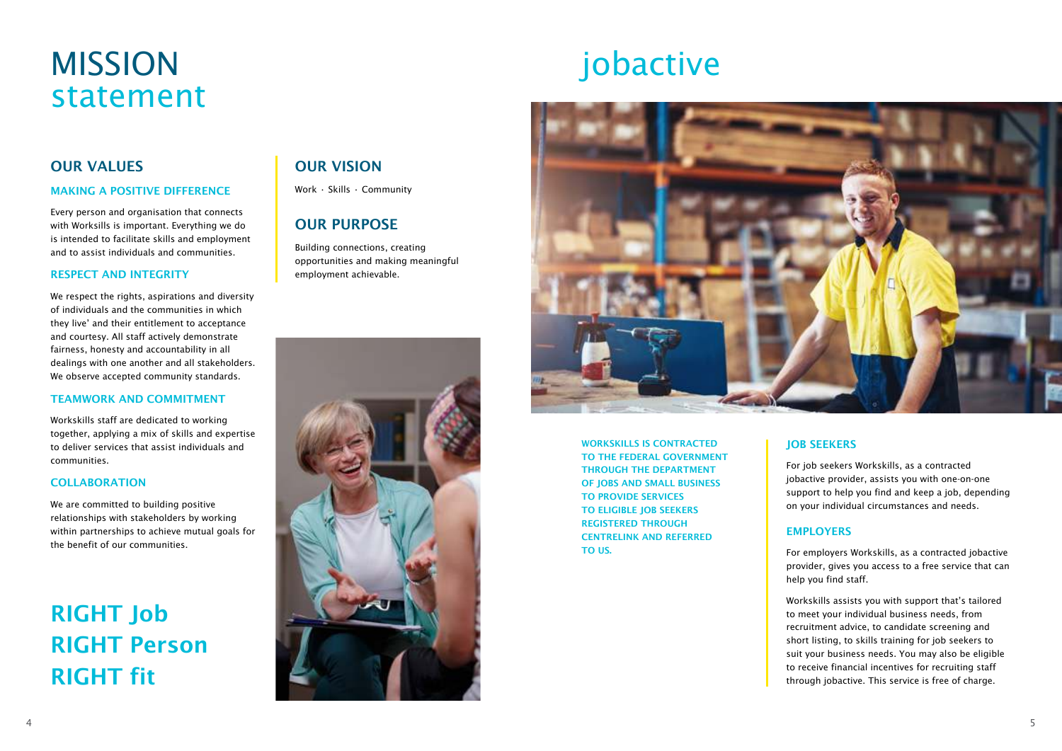# MISSION statement

## OUR VALUES

### MAKING A POSITIVE DIFFERENCE

Every person and organisation that connects with Worksills is important. Everything we do is intended to facilitate skills and employment and to assist individuals and communities.

### RESPECT AND INTEGRITY

We respect the rights, aspirations and diversity of individuals and the communities in which they live' and their entitlement to acceptance and courtesy. All staff actively demonstrate fairness, honesty and accountability in all dealings with one another and all stakeholders. We observe accepted community standards.

### TEAMWORK AND COMMITMENT

Workskills staff are dedicated to working together, applying a mix of skills and expertise to deliver services that assist individuals and communities.

### COLLABORATION

We are committed to building positive relationships with stakeholders by working within partnerships to achieve mutual goals for the benefit of our communities.

**RIGHT Job**
**RIGHT Person**
**RIGHT fit**

## OUR VISION

Work · Skills · Community

## OUR PURPOSE

Building connections, creating opportunities and making meaningful employment achievable.

# jobactive

**WORKSKILLS IS CONTRACTED TO THE FEDERAL GOVERNMENT THROUGH THE DEPARTMENT OF JOBS AND SMALL BUSINESS TO PROVIDE SERVICES TO ELIGIBLE JOB SEEKERS REGISTERED THROUGH CENTRELINK AND REFERRED TO US.**

### JOB SEEKERS

For job seekers Workskills, as a contracted jobactive provider, assists you with one-on-one support to help you find and keep a job, depending on your individual circumstances and needs.

### EMPLOYERS

For employers Workskills, as a contracted jobactive provider, gives you access to a free service that can help you find staff.

Workskills assists you with support that's tailored to meet your individual business needs, from recruitment advice, to candidate screening and short listing, to skills training for job seekers to suit your business needs. You may also be eligible to receive financial incentives for recruiting staff through jobactive. This service is free of charge.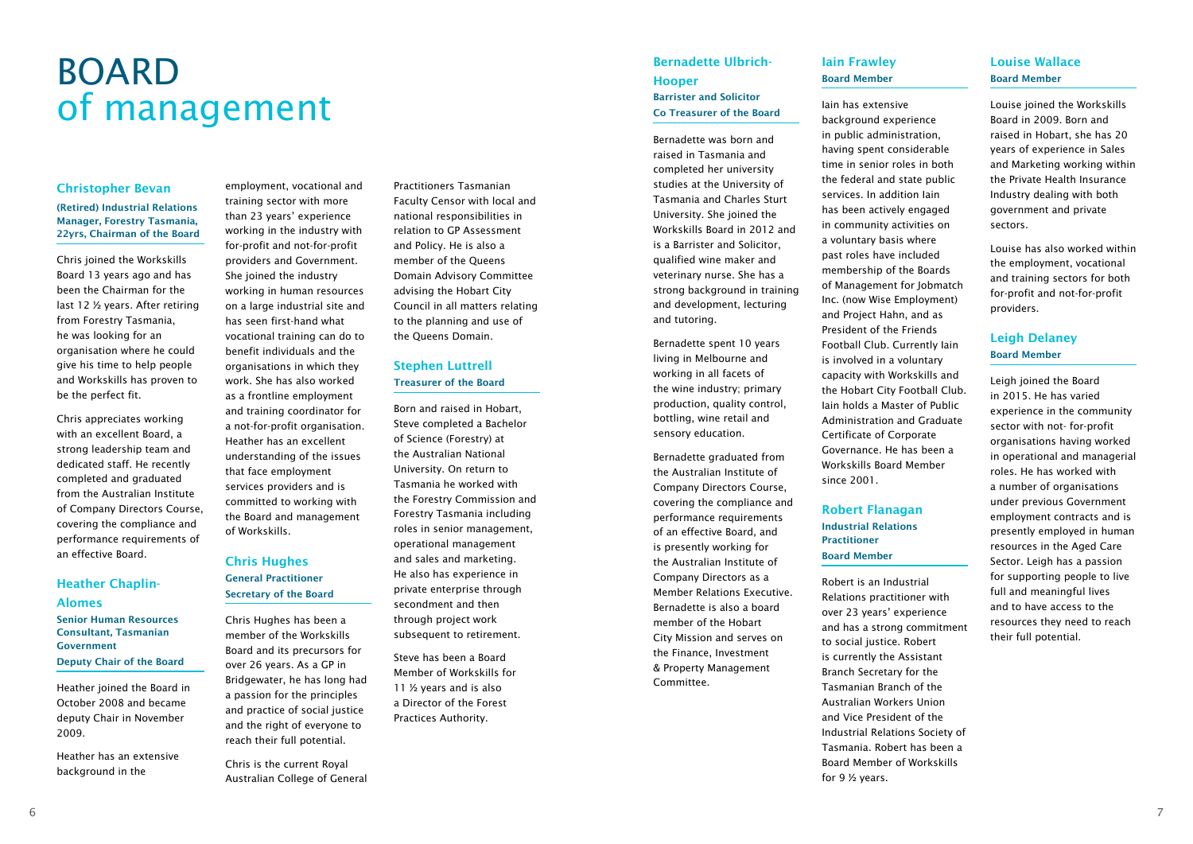# BOARD of management

### Christopher Bevan

**(Retired) Industrial Relations Manager, Forestry Tasmania, 22yrs, Chairman of the Board**

Chris joined the Workskills Board 13 years ago and has been the Chairman for the last 12 ½ years. After retiring from Forestry Tasmania, he was looking for an organisation where he could give his time to help people and Workskills has proven to be the perfect fit.

Chris appreciates working with an excellent Board, a strong leadership team and dedicated staff. He recently completed and graduated from the Australian Institute of Company Directors Course, covering the compliance and performance requirements of an effective Board.

### Heather Chaplin-Alomes

**Senior Human Resources Consultant, Tasmanian Government**

**Deputy Chair of the Board**

Heather joined the Board in October 2008 and became deputy Chair in November 2009.

Heather has an extensive background in the employment, vocational and training sector with more than 23 years' experience working in the industry with for-profit and not-for-profit providers and Government. She joined the industry working in human resources on a large industrial site and has seen first-hand what vocational training can do to benefit individuals and the organisations in which they work. She has also worked as a frontline employment and training coordinator for a not-for-profit organisation. Heather has an excellent understanding of the issues that face employment services providers and is committed to working with the Board and management of Workskills.

### Chris Hughes

**General Practitioner**

**Secretary of the Board**

Chris Hughes has been a member of the Workskills Board and its precursors for over 26 years. As a GP in Bridgewater, he has long had a passion for the principles and practice of social justice and the right of everyone to reach their full potential.

Chris is the current Royal Australian College of General Practitioners Tasmanian Faculty Censor with local and national responsibilities in relation to GP Assessment and Policy. He is also a member of the Queens Domain Advisory Committee advising the Hobart City Council in all matters relating to the planning and use of the Queens Domain.

### Stephen Luttrell

**Treasurer of the Board**

Born and raised in Hobart, Steve completed a Bachelor of Science (Forestry) at the Australian National University. On return to Tasmania he worked with the Forestry Commission and Forestry Tasmania including roles in senior management, operational management and sales and marketing. He also has experience in private enterprise through secondment and then through project work subsequent to retirement.

Steve has been a Board Member of Workskills for 11 ½ years and is also a Director of the Forest Practices Authority.

### Bernadette Ulbrich-Hooper

**Barrister and Solicitor**

**Co Treasurer of the Board**

Bernadette was born and raised in Tasmania and completed her university studies at the University of Tasmania and Charles Sturt University. She joined the Workskills Board in 2012 and is a Barrister and Solicitor, qualified wine maker and veterinary nurse. She has a strong background in training and development, lecturing and tutoring.

Bernadette spent 10 years living in Melbourne and working in all facets of the wine industry; primary production, quality control, bottling, wine retail and sensory education.

Bernadette graduated from the Australian Institute of Company Directors Course, covering the compliance and performance requirements of an effective Board, and is presently working for the Australian Institute of Company Directors as a Member Relations Executive. Bernadette is also a board member of the Hobart City Mission and serves on the Finance, Investment & Property Management Committee.

### Iain Frawley

**Board Member**

Iain has extensive background experience in public administration, having spent considerable time in senior roles in both the federal and state public services. In addition Iain has been actively engaged in community activities on a voluntary basis where past roles have included membership of the Boards of Management for Jobmatch Inc. (now Wise Employment) and Project Hahn, and as President of the Friends Football Club. Currently Iain is involved in a voluntary capacity with Workskills and the Hobart City Football Club. Iain holds a Master of Public Administration and Graduate Certificate of Corporate Governance. He has been a Workskills Board Member since 2001.

### Robert Flanagan

**Industrial Relations Practitioner**

**Board Member**

Robert is an Industrial Relations practitioner with over 23 years' experience and has a strong commitment to social justice. Robert is currently the Assistant Branch Secretary for the Tasmanian Branch of the Australian Workers Union and Vice President of the Industrial Relations Society of Tasmania. Robert has been a Board Member of Workskills for 9 ½ years.

### Louise Wallace

**Board Member**

Louise joined the Workskills Board in 2009. Born and raised in Hobart, she has 20 years of experience in Sales and Marketing working within the Private Health Insurance Industry dealing with both government and private sectors.

Louise has also worked within the employment, vocational and training sectors for both for-profit and not-for-profit providers.

### Leigh Delaney

**Board Member**

Leigh joined the Board in 2015. He has varied experience in the community sector with not- for-profit organisations having worked in operational and managerial roles. He has worked with a number of organisations under previous Government employment contracts and is presently employed in human resources in the Aged Care Sector. Leigh has a passion for supporting people to live full and meaningful lives and to have access to the resources they need to reach their full potential.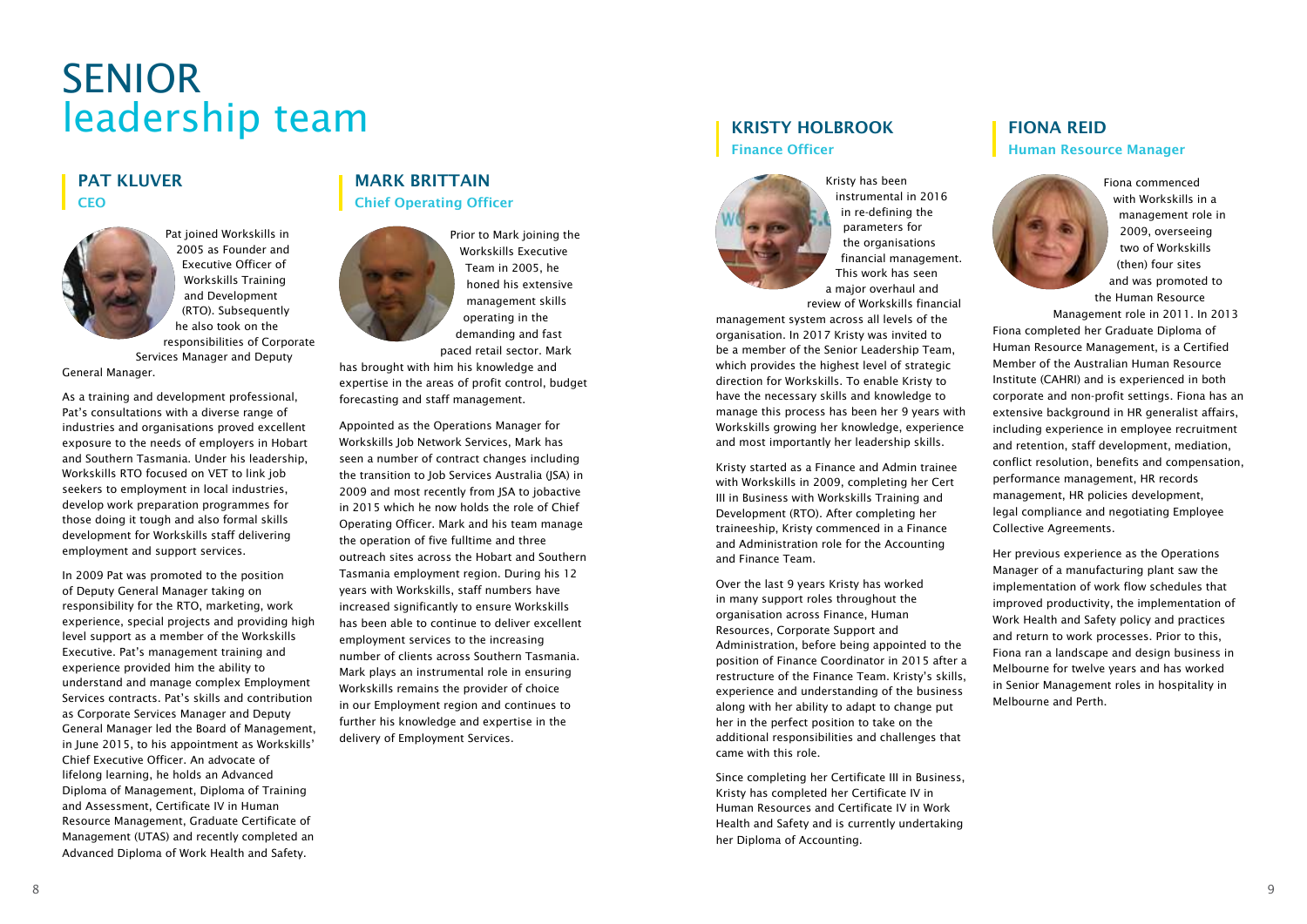# SENIOR leadership team

## PAT KLUVER

### CEO

Pat joined Workskills in 2005 as Founder and Executive Officer of Workskills Training and Development (RTO). Subsequently he also took on the responsibilities of Corporate Services Manager and Deputy General Manager.

As a training and development professional, Pat's consultations with a diverse range of industries and organisations proved excellent exposure to the needs of employers in Hobart and Southern Tasmania. Under his leadership, Workskills RTO focused on VET to link job seekers to employment in local industries, develop work preparation programmes for those doing it tough and also formal skills development for Workskills staff delivering employment and support services.

In 2009 Pat was promoted to the position of Deputy General Manager taking on responsibility for the RTO, marketing, work experience, special projects and providing high level support as a member of the Workskills Executive. Pat's management training and experience provided him the ability to understand and manage complex Employment Services contracts. Pat's skills and contribution as Corporate Services Manager and Deputy General Manager led the Board of Management, in June 2015, to his appointment as Workskills' Chief Executive Officer. An advocate of lifelong learning, he holds an Advanced Diploma of Management, Diploma of Training and Assessment, Certificate IV in Human Resource Management, Graduate Certificate of Management (UTAS) and recently completed an Advanced Diploma of Work Health and Safety.

## MARK BRITTAIN

### Chief Operating Officer

Prior to Mark joining the Workskills Executive Team in 2005, he honed his extensive management skills operating in the demanding and fast paced retail sector. Mark has brought with him his knowledge and expertise in the areas of profit control, budget forecasting and staff management.

Appointed as the Operations Manager for Workskills Job Network Services, Mark has seen a number of contract changes including the transition to Job Services Australia (JSA) in 2009 and most recently from JSA to jobactive in 2015 which he now holds the role of Chief Operating Officer. Mark and his team manage the operation of five fulltime and three outreach sites across the Hobart and Southern Tasmania employment region. During his 12 years with Workskills, staff numbers have increased significantly to ensure Workskills has been able to continue to deliver excellent employment services to the increasing number of clients across Southern Tasmania. Mark plays an instrumental role in ensuring Workskills remains the provider of choice in our Employment region and continues to further his knowledge and expertise in the delivery of Employment Services.

## KRISTY HOLBROOK

### Finance Officer

Kristy has been instrumental in 2016 in re-defining the parameters for the organisations financial management. This work has seen a major overhaul and review of Workskills financial management system across all levels of the organisation. In 2017 Kristy was invited to be a member of the Senior Leadership Team, which provides the highest level of strategic direction for Workskills. To enable Kristy to have the necessary skills and knowledge to manage this process has been her 9 years with Workskills growing her knowledge, experience and most importantly her leadership skills.

Kristy started as a Finance and Admin trainee with Workskills in 2009, completing her Cert III in Business with Workskills Training and Development (RTO). After completing her traineeship, Kristy commenced in a Finance and Administration role for the Accounting and Finance Team.

Over the last 9 years Kristy has worked in many support roles throughout the organisation across Finance, Human Resources, Corporate Support and Administration, before being appointed to the position of Finance Coordinator in 2015 after a restructure of the Finance Team. Kristy's skills, experience and understanding of the business along with her ability to adapt to change put her in the perfect position to take on the additional responsibilities and challenges that came with this role.

Since completing her Certificate III in Business, Kristy has completed her Certificate IV in Human Resources and Certificate IV in Work Health and Safety and is currently undertaking her Diploma of Accounting.

## FIONA REID

### Human Resource Manager

Fiona commenced with Workskills in a management role in 2009, overseeing two of Workskills (then) four sites and was promoted to the Human Resource Management role in 2011. In 2013 Fiona completed her Graduate Diploma of Human Resource Management, is a Certified Member of the Australian Human Resource Institute (CAHRI) and is experienced in both corporate and non-profit settings. Fiona has an extensive background in HR generalist affairs, including experience in employee recruitment and retention, staff development, mediation, conflict resolution, benefits and compensation, performance management, HR records management, HR policies development, legal compliance and negotiating Employee Collective Agreements.

Her previous experience as the Operations Manager of a manufacturing plant saw the implementation of work flow schedules that improved productivity, the implementation of Work Health and Safety policy and practices and return to work processes. Prior to this, Fiona ran a landscape and design business in Melbourne for twelve years and has worked in Senior Management roles in hospitality in Melbourne and Perth.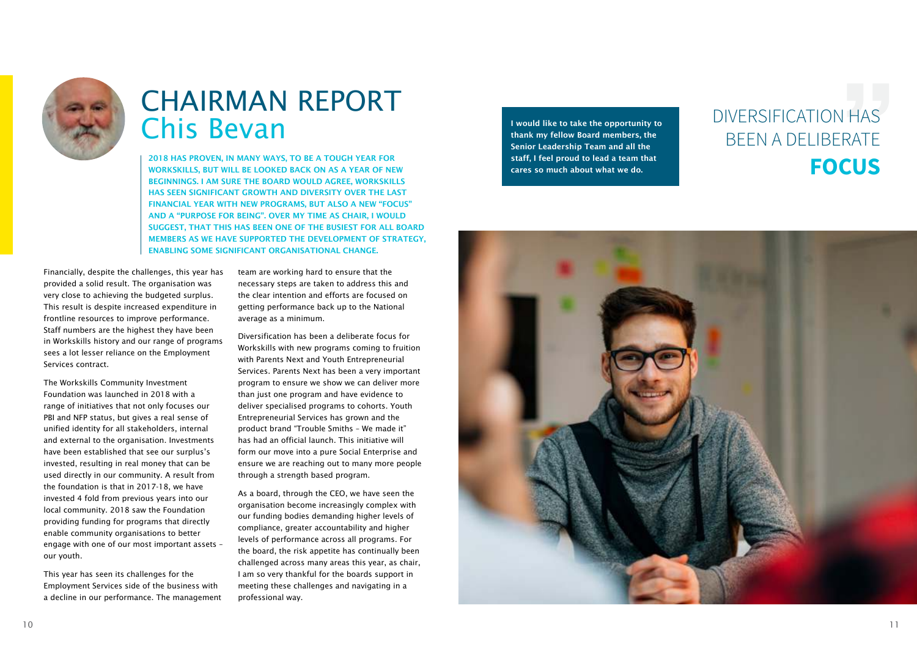# CHAIRMAN REPORT
## Chis Bevan

**2018 HAS PROVEN, IN MANY WAYS, TO BE A TOUGH YEAR FOR WORKSKILLS, BUT WILL BE LOOKED BACK ON AS A YEAR OF NEW BEGINNINGS. I AM SURE THE BOARD WOULD AGREE, WORKSKILLS HAS SEEN SIGNIFICANT GROWTH AND DIVERSITY OVER THE LAST FINANCIAL YEAR WITH NEW PROGRAMS, BUT ALSO A NEW "FOCUS" AND A "PURPOSE FOR BEING". OVER MY TIME AS CHAIR, I WOULD SUGGEST, THAT THIS HAS BEEN ONE OF THE BUSIEST FOR ALL BOARD MEMBERS AS WE HAVE SUPPORTED THE DEVELOPMENT OF STRATEGY, ENABLING SOME SIGNIFICANT ORGANISATIONAL CHANGE.**

Financially, despite the challenges, this year has provided a solid result. The organisation was very close to achieving the budgeted surplus. This result is despite increased expenditure in frontline resources to improve performance. Staff numbers are the highest they have been in Workskills history and our range of programs sees a lot lesser reliance on the Employment Services contract.

The Workskills Community Investment Foundation was launched in 2018 with a range of initiatives that not only focuses our PBI and NFP status, but gives a real sense of unified identity for all stakeholders, internal and external to the organisation. Investments have been established that see our surplus's invested, resulting in real money that can be used directly in our community. A result from the foundation is that in 2017-18, we have invested 4 fold from previous years into our local community. 2018 saw the Foundation providing funding for programs that directly enable community organisations to better engage with one of our most important assets – our youth.

This year has seen its challenges for the Employment Services side of the business with a decline in our performance. The management team are working hard to ensure that the necessary steps are taken to address this and the clear intention and efforts are focused on getting performance back up to the National average as a minimum.

Diversification has been a deliberate focus for Workskills with new programs coming to fruition with Parents Next and Youth Entrepreneurial Services. Parents Next has been a very important program to ensure we show we can deliver more than just one program and have evidence to deliver specialised programs to cohorts. Youth Entrepreneurial Services has grown and the product brand "Trouble Smiths – We made it" has had an official launch. This initiative will form our move into a pure Social Enterprise and ensure we are reaching out to many more people through a strength based program.

As a board, through the CEO, we have seen the organisation become increasingly complex with our funding bodies demanding higher levels of compliance, greater accountability and higher levels of performance across all programs. For the board, the risk appetite has continually been challenged across many areas this year, as chair, I am so very thankful for the boards support in meeting these challenges and navigating in a professional way.

**I would like to take the opportunity to thank my fellow Board members, the Senior Leadership Team and all the staff, I feel proud to lead a team that cares so much about what we do.**

DIVERSIFICATION HAS BEEN A DELIBERATE **FOCUS**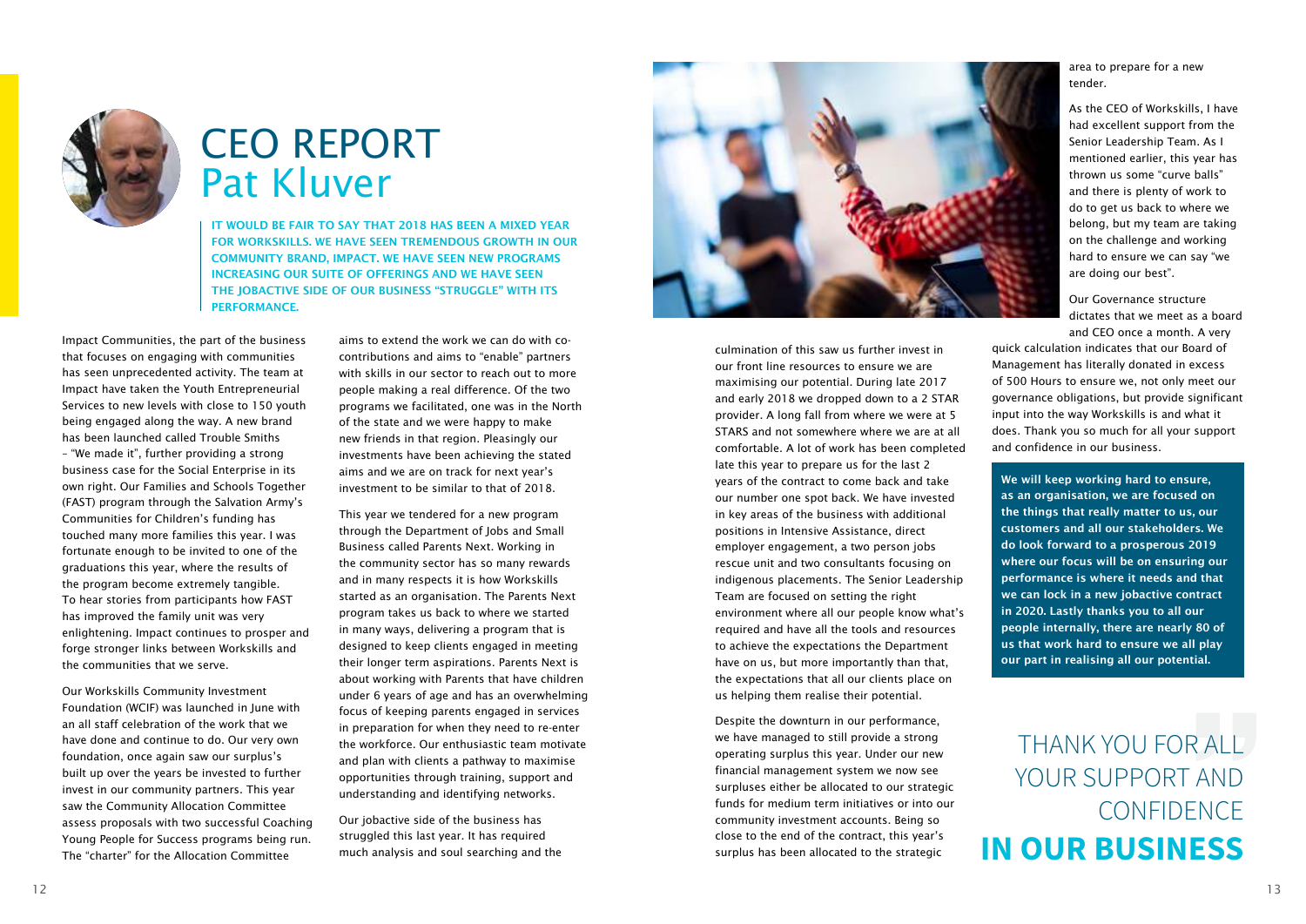# CEO REPORT
## Pat Kluver

**IT WOULD BE FAIR TO SAY THAT 2018 HAS BEEN A MIXED YEAR FOR WORKSKILLS. WE HAVE SEEN TREMENDOUS GROWTH IN OUR COMMUNITY BRAND, IMPACT. WE HAVE SEEN NEW PROGRAMS INCREASING OUR SUITE OF OFFERINGS AND WE HAVE SEEN THE JOBACTIVE SIDE OF OUR BUSINESS "STRUGGLE" WITH ITS PERFORMANCE.**

Impact Communities, the part of the business that focuses on engaging with communities has seen unprecedented activity. The team at Impact have taken the Youth Entrepreneurial Services to new levels with close to 150 youth being engaged along the way. A new brand has been launched called Trouble Smiths – "We made it", further providing a strong business case for the Social Enterprise in its own right. Our Families and Schools Together (FAST) program through the Salvation Army's Communities for Children's funding has touched many more families this year. I was fortunate enough to be invited to one of the graduations this year, where the results of the program become extremely tangible. To hear stories from participants how FAST has improved the family unit was very enlightening. Impact continues to prosper and forge stronger links between Workskills and the communities that we serve.

Our Workskills Community Investment Foundation (WCIF) was launched in June with an all staff celebration of the work that we have done and continue to do. Our very own foundation, once again saw our surplus's built up over the years be invested to further invest in our community partners. This year saw the Community Allocation Committee assess proposals with two successful Coaching Young People for Success programs being run. The "charter" for the Allocation Committee aims to extend the work we can do with co-contributions and aims to "enable" partners with skills in our sector to reach out to more people making a real difference. Of the two programs we facilitated, one was in the North of the state and we were happy to make new friends in that region. Pleasingly our investments have been achieving the stated aims and we are on track for next year's investment to be similar to that of 2018.

This year we tendered for a new program through the Department of Jobs and Small Business called Parents Next. Working in the community sector has so many rewards and in many respects it is how Workskills started as an organisation. The Parents Next program takes us back to where we started in many ways, delivering a program that is designed to keep clients engaged in meeting their longer term aspirations. Parents Next is about working with Parents that have children under 6 years of age and has an overwhelming focus of keeping parents engaged in services in preparation for when they need to re-enter the workforce. Our enthusiastic team motivate and plan with clients a pathway to maximise opportunities through training, support and understanding and identifying networks.

Our jobactive side of the business has struggled this last year. It has required much analysis and soul searching and the culmination of this saw us further invest in our front line resources to ensure we are maximising our potential. During late 2017 and early 2018 we dropped down to a 2 STAR provider. A long fall from where we were at 5 STARS and not somewhere where we are at all comfortable. A lot of work has been completed late this year to prepare us for the last 2 years of the contract to come back and take our number one spot back. We have invested in key areas of the business with additional positions in Intensive Assistance, direct employer engagement, a two person jobs rescue unit and two consultants focusing on indigenous placements. The Senior Leadership Team are focused on setting the right environment where all our people know what's required and have all the tools and resources to achieve the expectations the Department have on us, but more importantly than that, the expectations that all our clients place on us helping them realise their potential.

Despite the downturn in our performance, we have managed to still provide a strong operating surplus this year. Under our new financial management system we now see surpluses either be allocated to our strategic funds for medium term initiatives or into our community investment accounts. Being so close to the end of the contract, this year's surplus has been allocated to the strategic area to prepare for a new tender.

As the CEO of Workskills, I have had excellent support from the Senior Leadership Team. As I mentioned earlier, this year has thrown us some "curve balls" and there is plenty of work to do to get us back to where we belong, but my team are taking on the challenge and working hard to ensure we can say "we are doing our best".

Our Governance structure dictates that we meet as a board and CEO once a month. A very quick calculation indicates that our Board of Management has literally donated in excess of 500 Hours to ensure we, not only meet our governance obligations, but provide significant input into the way Workskills is and what it does. Thank you so much for all your support and confidence in our business.

**We will keep working hard to ensure, as an organisation, we are focused on the things that really matter to us, our customers and all our stakeholders. We do look forward to a prosperous 2019 where our focus will be on ensuring our performance is where it needs and that we can lock in a new jobactive contract in 2020. Lastly thanks you to all our people internally, there are nearly 80 of us that work hard to ensure we all play our part in realising all our potential.**

THANK YOU FOR ALL YOUR SUPPORT AND CONFIDENCE **IN OUR BUSINESS**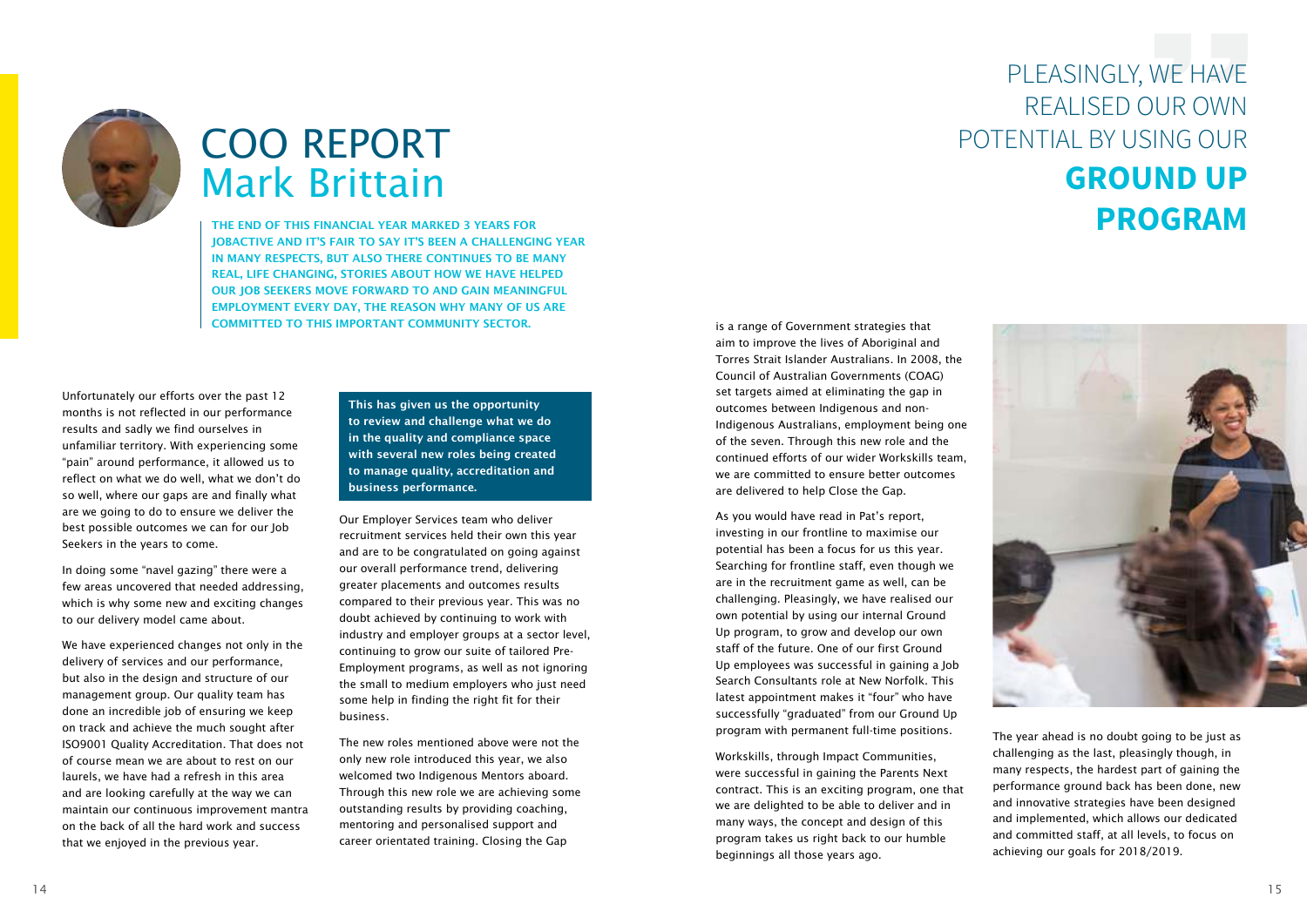# COO REPORT
## Mark Brittain

**THE END OF THIS FINANCIAL YEAR MARKED 3 YEARS FOR JOBACTIVE AND IT'S FAIR TO SAY IT'S BEEN A CHALLENGING YEAR IN MANY RESPECTS, BUT ALSO THERE CONTINUES TO BE MANY REAL, LIFE CHANGING, STORIES ABOUT HOW WE HAVE HELPED OUR JOB SEEKERS MOVE FORWARD TO AND GAIN MEANINGFUL EMPLOYMENT EVERY DAY, THE REASON WHY MANY OF US ARE COMMITTED TO THIS IMPORTANT COMMUNITY SECTOR.**

Unfortunately our efforts over the past 12 months is not reflected in our performance results and sadly we find ourselves in unfamiliar territory. With experiencing some "pain" around performance, it allowed us to reflect on what we do well, what we don't do so well, where our gaps are and finally what are we going to do to ensure we deliver the best possible outcomes we can for our Job Seekers in the years to come.

In doing some "navel gazing" there were a few areas uncovered that needed addressing, which is why some new and exciting changes to our delivery model came about.

We have experienced changes not only in the delivery of services and our performance, but also in the design and structure of our management group. Our quality team has done an incredible job of ensuring we keep on track and achieve the much sought after ISO9001 Quality Accreditation. That does not of course mean we are about to rest on our laurels, we have had a refresh in this area and are looking carefully at the way we can maintain our continuous improvement mantra on the back of all the hard work and success that we enjoyed in the previous year.

**This has given us the opportunity to review and challenge what we do in the quality and compliance space with several new roles being created to manage quality, accreditation and business performance.**

Our Employer Services team who deliver recruitment services held their own this year and are to be congratulated on going against our overall performance trend, delivering greater placements and outcomes results compared to their previous year. This was no doubt achieved by continuing to work with industry and employer groups at a sector level, continuing to grow our suite of tailored Pre-Employment programs, as well as not ignoring the small to medium employers who just need some help in finding the right fit for their business.

The new roles mentioned above were not the only new role introduced this year, we also welcomed two Indigenous Mentors aboard. Through this new role we are achieving some outstanding results by providing coaching, mentoring and personalised support and career orientated training. Closing the Gap is a range of Government strategies that aim to improve the lives of Aboriginal and Torres Strait Islander Australians. In 2008, the Council of Australian Governments (COAG) set targets aimed at eliminating the gap in outcomes between Indigenous and non-Indigenous Australians, employment being one of the seven. Through this new role and the continued efforts of our wider Workskills team, we are committed to ensure better outcomes are delivered to help Close the Gap.

As you would have read in Pat's report, investing in our frontline to maximise our potential has been a focus for us this year. Searching for frontline staff, even though we are in the recruitment game as well, can be challenging. Pleasingly, we have realised our own potential by using our internal Ground Up program, to grow and develop our own staff of the future. One of our first Ground Up employees was successful in gaining a Job Search Consultants role at New Norfolk. This latest appointment makes it "four" who have successfully "graduated" from our Ground Up program with permanent full-time positions.

Workskills, through Impact Communities, were successful in gaining the Parents Next contract. This is an exciting program, one that we are delighted to be able to deliver and in many ways, the concept and design of this program takes us right back to our humble beginnings all those years ago.

PLEASINGLY, WE HAVE REALISED OUR OWN POTENTIAL BY USING OUR **GROUND UP PROGRAM**

The year ahead is no doubt going to be just as challenging as the last, pleasingly though, in many respects, the hardest part of gaining the performance ground back has been done, new and innovative strategies have been designed and implemented, which allows our dedicated and committed staff, at all levels, to focus on achieving our goals for 2018/2019.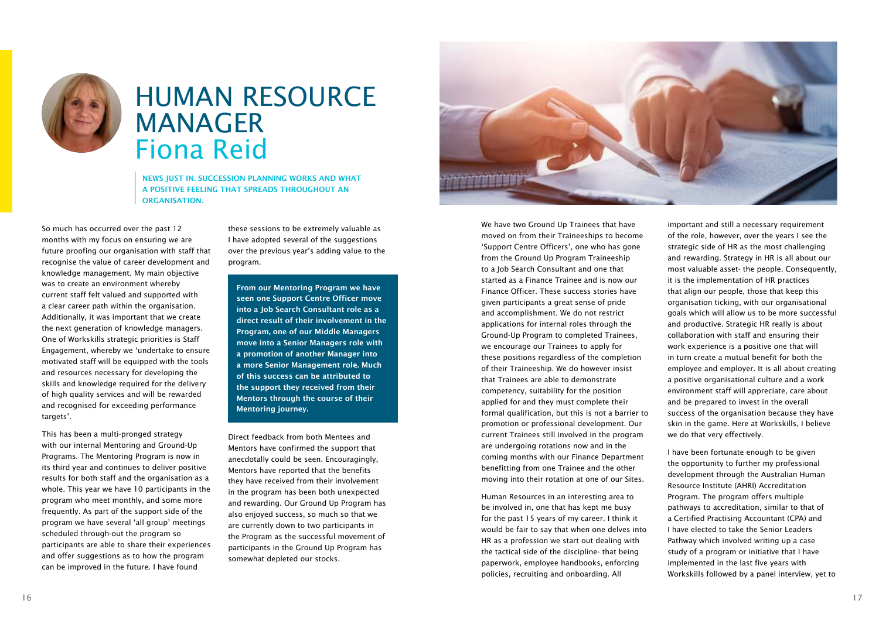# HUMAN RESOURCE MANAGER Fiona Reid

**NEWS JUST IN. SUCCESSION PLANNING WORKS AND WHAT A POSITIVE FEELING THAT SPREADS THROUGHOUT AN ORGANISATION.**

So much has occurred over the past 12 months with my focus on ensuring we are future proofing our organisation with staff that recognise the value of career development and knowledge management. My main objective was to create an environment whereby current staff felt valued and supported with a clear career path within the organisation. Additionally, it was important that we create the next generation of knowledge managers. One of Workskills strategic priorities is Staff Engagement, whereby we 'undertake to ensure motivated staff will be equipped with the tools and resources necessary for developing the skills and knowledge required for the delivery of high quality services and will be rewarded and recognised for exceeding performance targets'.

This has been a multi-pronged strategy with our internal Mentoring and Ground-Up Programs. The Mentoring Program is now in its third year and continues to deliver positive results for both staff and the organisation as a whole. This year we have 10 participants in the program who meet monthly, and some more frequently. As part of the support side of the program we have several 'all group' meetings scheduled through-out the program so participants are able to share their experiences and offer suggestions as to how the program can be improved in the future. I have found these sessions to be extremely valuable as I have adopted several of the suggestions over the previous year's adding value to the program.

**From our Mentoring Program we have seen one Support Centre Officer move into a Job Search Consultant role as a direct result of their involvement in the Program, one of our Middle Managers move into a Senior Managers role with a promotion of another Manager into a more Senior Management role. Much of this success can be attributed to the support they received from their Mentors through the course of their Mentoring journey.**

Direct feedback from both Mentees and Mentors have confirmed the support that anecdotally could be seen. Encouragingly, Mentors have reported that the benefits they have received from their involvement in the program has been both unexpected and rewarding. Our Ground Up Program has also enjoyed success, so much so that we are currently down to two participants in the Program as the successful movement of participants in the Ground Up Program has somewhat depleted our stocks.

We have two Ground Up Trainees that have moved on from their Traineeships to become 'Support Centre Officers', one who has gone from the Ground Up Program Traineeship to a Job Search Consultant and one that started as a Finance Trainee and is now our Finance Officer. These success stories have given participants a great sense of pride and accomplishment. We do not restrict applications for internal roles through the Ground-Up Program to completed Trainees, we encourage our Trainees to apply for these positions regardless of the completion of their Traineeship. We do however insist that Trainees are able to demonstrate competency, suitability for the position applied for and they must complete their formal qualification, but this is not a barrier to promotion or professional development. Our current Trainees still involved in the program are undergoing rotations now and in the coming months with our Finance Department benefitting from one Trainee and the other moving into their rotation at one of our Sites.

Human Resources in an interesting area to be involved in, one that has kept me busy for the past 15 years of my career. I think it would be fair to say that when one delves into HR as a profession we start out dealing with the tactical side of the discipline- that being paperwork, employee handbooks, enforcing policies, recruiting and onboarding. All important and still a necessary requirement of the role, however, over the years I see the strategic side of HR as the most challenging and rewarding. Strategy in HR is all about our most valuable asset- the people. Consequently, it is the implementation of HR practices that align our people, those that keep this organisation ticking, with our organisational goals which will allow us to be more successful and productive. Strategic HR really is about collaboration with staff and ensuring their work experience is a positive one that will in turn create a mutual benefit for both the employee and employer. It is all about creating a positive organisational culture and a work environment staff will appreciate, care about and be prepared to invest in the overall success of the organisation because they have skin in the game. Here at Workskills, I believe we do that very effectively.

I have been fortunate enough to be given the opportunity to further my professional development through the Australian Human Resource Institute (AHRI) Accreditation Program. The program offers multiple pathways to accreditation, similar to that of a Certified Practising Accountant (CPA) and I have elected to take the Senior Leaders Pathway which involved writing up a case study of a program or initiative that I have implemented in the last five years with Workskills followed by a panel interview, yet to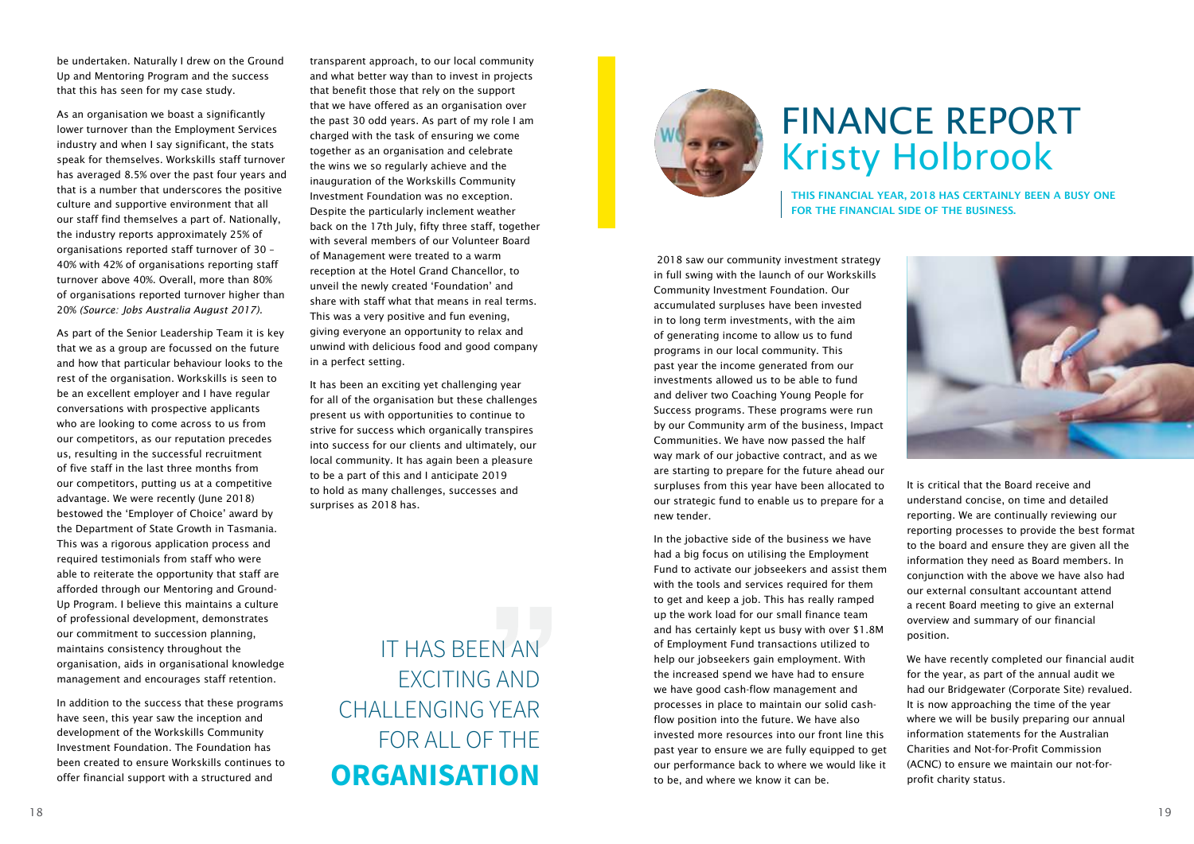be undertaken. Naturally I drew on the Ground Up and Mentoring Program and the success that this has seen for my case study.

As an organisation we boast a significantly lower turnover than the Employment Services industry and when I say significant, the stats speak for themselves. Workskills staff turnover has averaged 8.5% over the past four years and that is a number that underscores the positive culture and supportive environment that all our staff find themselves a part of. Nationally, the industry reports approximately 25% of organisations reported staff turnover of 30 – 40% with 42% of organisations reporting staff turnover above 40%. Overall, more than 80% of organisations reported turnover higher than 20% *(Source: Jobs Australia August 2017).*

As part of the Senior Leadership Team it is key that we as a group are focussed on the future and how that particular behaviour looks to the rest of the organisation. Workskills is seen to be an excellent employer and I have regular conversations with prospective applicants who are looking to come across to us from our competitors, as our reputation precedes us, resulting in the successful recruitment of five staff in the last three months from our competitors, putting us at a competitive advantage. We were recently (June 2018) bestowed the 'Employer of Choice' award by the Department of State Growth in Tasmania. This was a rigorous application process and required testimonials from staff who were able to reiterate the opportunity that staff are afforded through our Mentoring and Ground-Up Program. I believe this maintains a culture of professional development, demonstrates our commitment to succession planning, maintains consistency throughout the organisation, aids in organisational knowledge management and encourages staff retention.

In addition to the success that these programs have seen, this year saw the inception and development of the Workskills Community Investment Foundation. The Foundation has been created to ensure Workskills continues to offer financial support with a structured and transparent approach, to our local community and what better way than to invest in projects that benefit those that rely on the support that we have offered as an organisation over the past 30 odd years. As part of my role I am charged with the task of ensuring we come together as an organisation and celebrate the wins we so regularly achieve and the inauguration of the Workskills Community Investment Foundation was no exception. Despite the particularly inclement weather back on the 17th July, fifty three staff, together with several members of our Volunteer Board of Management were treated to a warm reception at the Hotel Grand Chancellor, to unveil the newly created 'Foundation' and share with staff what that means in real terms. This was a very positive and fun evening, giving everyone an opportunity to relax and unwind with delicious food and good company in a perfect setting.

It has been an exciting yet challenging year for all of the organisation but these challenges present us with opportunities to continue to strive for success which organically transpires into success for our clients and ultimately, our local community. It has again been a pleasure to be a part of this and I anticipate 2019 to hold as many challenges, successes and surprises as 2018 has.

> IT HAS BEEN AN EXCITING AND CHALLENGING YEAR FOR ALL OF THE **ORGANISATION**

# FINANCE REPORT
## Kristy Holbrook

**THIS FINANCIAL YEAR, 2018 HAS CERTAINLY BEEN A BUSY ONE FOR THE FINANCIAL SIDE OF THE BUSINESS.**

2018 saw our community investment strategy in full swing with the launch of our Workskills Community Investment Foundation. Our accumulated surpluses have been invested in to long term investments, with the aim of generating income to allow us to fund programs in our local community. This past year the income generated from our investments allowed us to be able to fund and deliver two Coaching Young People for Success programs. These programs were run by our Community arm of the business, Impact Communities. We have now passed the half way mark of our jobactive contract, and as we are starting to prepare for the future ahead our surpluses from this year have been allocated to our strategic fund to enable us to prepare for a new tender.

In the jobactive side of the business we have had a big focus on utilising the Employment Fund to activate our jobseekers and assist them with the tools and services required for them to get and keep a job. This has really ramped up the work load for our small finance team and has certainly kept us busy with over $1.8M of Employment Fund transactions utilized to help our jobseekers gain employment. With the increased spend we have had to ensure we have good cash-flow management and processes in place to maintain our solid cash-flow position into the future. We have also invested more resources into our front line this past year to ensure we are fully equipped to get our performance back to where we would like it to be, and where we know it can be.

It is critical that the Board receive and understand concise, on time and detailed reporting. We are continually reviewing our reporting processes to provide the best format to the board and ensure they are given all the information they need as Board members. In conjunction with the above we have also had our external consultant accountant attend a recent Board meeting to give an external overview and summary of our financial position.

We have recently completed our financial audit for the year, as part of the annual audit we had our Bridgewater (Corporate Site) revalued. It is now approaching the time of the year where we will be busily preparing our annual information statements for the Australian Charities and Not-for-Profit Commission (ACNC) to ensure we maintain our not-for-profit charity status.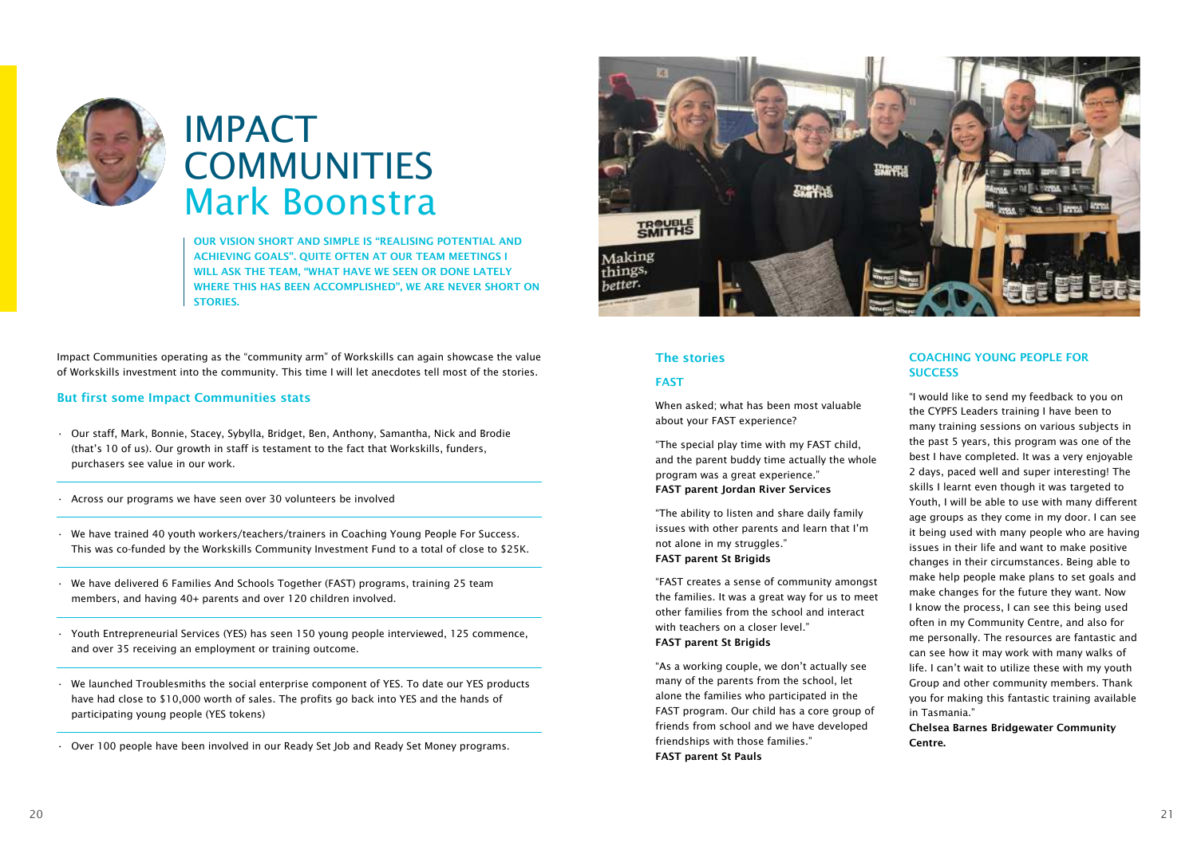# IMPACT COMMUNITIES Mark Boonstra

**OUR VISION SHORT AND SIMPLE IS "REALISING POTENTIAL AND ACHIEVING GOALS". QUITE OFTEN AT OUR TEAM MEETINGS I WILL ASK THE TEAM, "WHAT HAVE WE SEEN OR DONE LATELY WHERE THIS HAS BEEN ACCOMPLISHED", WE ARE NEVER SHORT ON STORIES.**

Impact Communities operating as the "community arm" of Workskills can again showcase the value of Workskills investment into the community. This time I will let anecdotes tell most of the stories.

## But first some Impact Communities stats

- Our staff, Mark, Bonnie, Stacey, Sybylla, Bridget, Ben, Anthony, Samantha, Nick and Brodie (that's 10 of us). Our growth in staff is testament to the fact that Workskills, funders, purchasers see value in our work.
- Across our programs we have seen over 30 volunteers be involved
- We have trained 40 youth workers/teachers/trainers in Coaching Young People For Success. This was co-funded by the Workskills Community Investment Fund to a total of close to $25K.
- We have delivered 6 Families And Schools Together (FAST) programs, training 25 team members, and having 40+ parents and over 120 children involved.
- Youth Entrepreneurial Services (YES) has seen 150 young people interviewed, 125 commence, and over 35 receiving an employment or training outcome.
- We launched Troublesmiths the social enterprise component of YES. To date our YES products have had close to $10,000 worth of sales. The profits go back into YES and the hands of participating young people (YES tokens)
- Over 100 people have been involved in our Ready Set Job and Ready Set Money programs.

## The stories

### FAST

When asked; what has been most valuable about your FAST experience?

"The special play time with my FAST child, and the parent buddy time actually the whole program was a great experience."
**FAST parent Jordan River Services**

"The ability to listen and share daily family issues with other parents and learn that I'm not alone in my struggles."
**FAST parent St Brigids**

"FAST creates a sense of community amongst the families. It was a great way for us to meet other families from the school and interact with teachers on a closer level."
**FAST parent St Brigids**

"As a working couple, we don't actually see many of the parents from the school, let alone the families who participated in the FAST program. Our child has a core group of friends from school and we have developed friendships with those families."
**FAST parent St Pauls**

### COACHING YOUNG PEOPLE FOR SUCCESS

"I would like to send my feedback to you on the CYPFS Leaders training I have been to many training sessions on various subjects in the past 5 years, this program was one of the best I have completed. It was a very enjoyable 2 days, paced well and super interesting! The skills I learnt even though it was targeted to Youth, I will be able to use with many different age groups as they come in my door. I can see it being used with many people who are having issues in their life and want to make positive changes in their circumstances. Being able to make help people make plans to set goals and make changes for the future they want. Now I know the process, I can see this being used often in my Community Centre, and also for me personally. The resources are fantastic and can see how it may work with many walks of life. I can't wait to utilize these with my youth Group and other community members. Thank you for making this fantastic training available in Tasmania."
**Chelsea Barnes Bridgewater Community Centre.**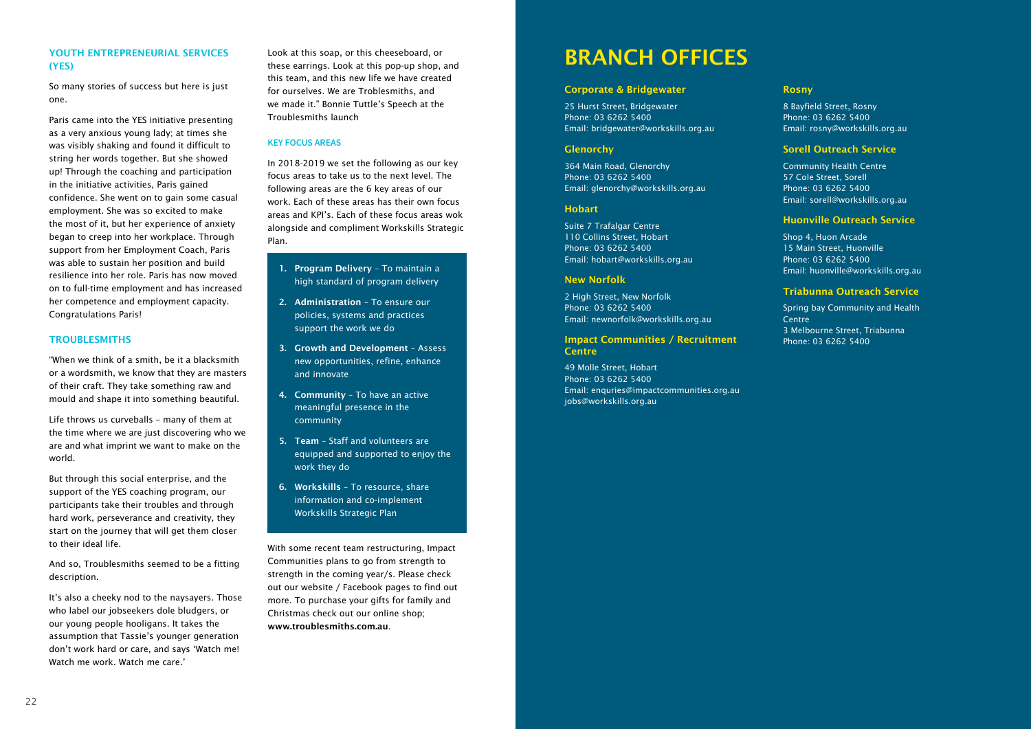### YOUTH ENTREPRENEURIAL SERVICES (YES)

So many stories of success but here is just one.

Paris came into the YES initiative presenting as a very anxious young lady; at times she was visibly shaking and found it difficult to string her words together. But she showed up! Through the coaching and participation in the initiative activities, Paris gained confidence. She went on to gain some casual employment. She was so excited to make the most of it, but her experience of anxiety began to creep into her workplace. Through support from her Employment Coach, Paris was able to sustain her position and build resilience into her role. Paris has now moved on to full-time employment and has increased her competence and employment capacity. Congratulations Paris!

### TROUBLESMITHS

"When we think of a smith, be it a blacksmith or a wordsmith, we know that they are masters of their craft. They take something raw and mould and shape it into something beautiful.

Life throws us curveballs – many of them at the time where we are just discovering who we are and what imprint we want to make on the world.

But through this social enterprise, and the support of the YES coaching program, our participants take their troubles and through hard work, perseverance and creativity, they start on the journey that will get them closer to their ideal life.

And so, Troublesmiths seemed to be a fitting description.

It's also a cheeky nod to the naysayers. Those who label our jobseekers dole bludgers, or our young people hooligans. It takes the assumption that Tassie's younger generation don't work hard or care, and says 'Watch me! Watch me work. Watch me care.'

Look at this soap, or this cheeseboard, or these earrings. Look at this pop-up shop, and this team, and this new life we have created for ourselves. We are Troblesmiths, and we made it." Bonnie Tuttle's Speech at the Troublesmiths launch

#### KEY FOCUS AREAS

In 2018-2019 we set the following as our key focus areas to take us to the next level. The following areas are the 6 key areas of our work. Each of these areas has their own focus areas and KPI's. Each of these focus areas wok alongside and compliment Workskills Strategic Plan.

1. **Program Delivery** – To maintain a high standard of program delivery
2. **Administration** – To ensure our policies, systems and practices support the work we do
3. **Growth and Development** – Assess new opportunities, refine, enhance and innovate
4. **Community** – To have an active meaningful presence in the community
5. **Team** – Staff and volunteers are equipped and supported to enjoy the work they do
6. **Workskills** – To resource, share information and co-implement Workskills Strategic Plan

With some recent team restructuring, Impact Communities plans to go from strength to strength in the coming year/s. Please check out our website / Facebook pages to find out more. To purchase your gifts for family and Christmas check out our online shop; **www.troublesmiths.com.au**.

# BRANCH OFFICES

#### Corporate & Bridgewater

25 Hurst Street, Bridgewater
Phone: 03 6262 5400
Email: bridgewater@workskills.org.au

#### Glenorchy

364 Main Road, Glenorchy
Phone: 03 6262 5400
Email: glenorchy@workskills.org.au

#### Hobart

Suite 7 Trafalgar Centre
110 Collins Street, Hobart
Phone: 03 6262 5400
Email: hobart@workskills.org.au

#### New Norfolk

2 High Street, New Norfolk
Phone: 03 6262 5400
Email: newnorfolk@workskills.org.au

#### Impact Communities / Recruitment Centre

49 Molle Street, Hobart
Phone: 03 6262 5400
Email: enquries@impactcommunities.org.au
jobs@workskills.org.au

#### Rosny

8 Bayfield Street, Rosny
Phone: 03 6262 5400
Email: rosny@workskills.org.au

#### Sorell Outreach Service

Community Health Centre
57 Cole Street, Sorell
Phone: 03 6262 5400
Email: sorell@workskills.org.au

#### Huonville Outreach Service

Shop 4, Huon Arcade
15 Main Street, Huonville
Phone: 03 6262 5400
Email: huonville@workskills.org.au

#### Triabunna Outreach Service

Spring bay Community and Health Centre
3 Melbourne Street, Triabunna
Phone: 03 6262 5400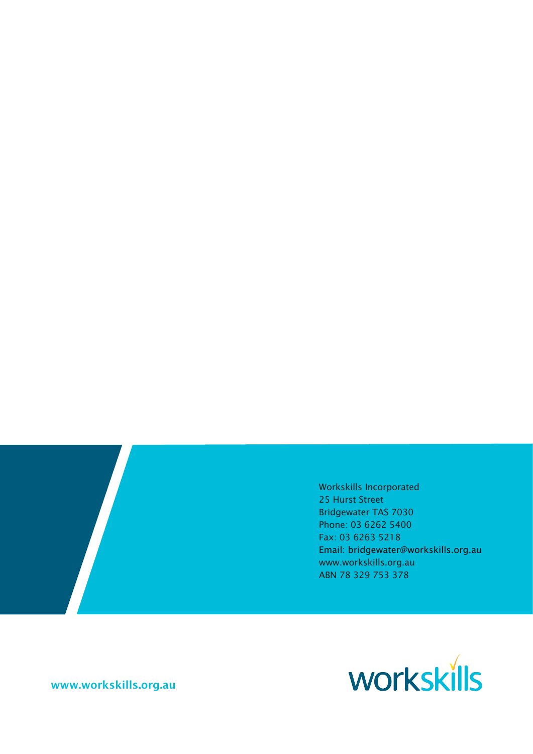Workskills Incorporated
25 Hurst Street
Bridgewater TAS 7030
Phone: 03 6262 5400
Fax: 03 6263 5218
Email: bridgewater@workskills.org.au
www.workskills.org.au
ABN 78 329 753 378

www.workskills.org.au

workskills